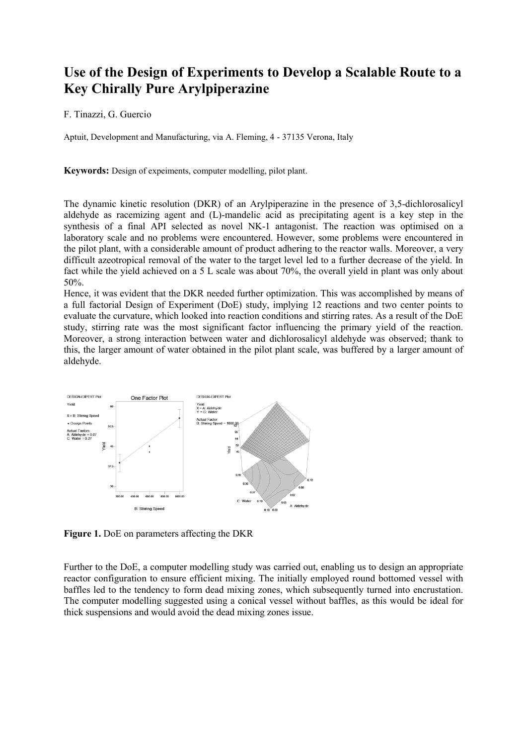# Use of the Design of Experiments to Develop a Scalable Route to a Key Chirally Pure Arylpiperazine

F. Tinazzi, G. Guercio

Aptuit, Development and Manufacturing, via A. Fleming, 4 - 37135 Verona, Italy

**Keywords:** Design of expeiments, computer modelling, pilot plant.

The dynamic kinetic resolution (DKR) of an Arylpiperazine in the presence of 3,5-dichlorosalicyl aldehyde as racemizing agent and (L)-mandelic acid as precipitating agent is a key step in the synthesis of a final API selected as novel NK-1 antagonist. The reaction was optimised on a laboratory scale and no problems were encountered. However, some problems were encountered in the pilot plant, with a considerable amount of product adhering to the reactor walls. Moreover, a very difficult azeotropical removal of the water to the target level led to a further decrease of the yield. In fact while the yield achieved on a 5 L scale was about 70%, the overall yield in plant was only about 50%.

Hence, it was evident that the DKR needed further optimization. This was accomplished by means of a full factorial Design of Experiment (DoE) study, implying 12 reactions and two center points to evaluate the curvature, which looked into reaction conditions and stirring rates. As a result of the DoE study, stirring rate was the most significant factor influencing the primary yield of the reaction. Moreover, a strong interaction between water and dichlorosalicyl aldehyde was observed; thank to this, the larger amount of water obtained in the pilot plant scale, was buffered by a larger amount of aldehyde.

**Figure 1.** DoE on parameters affecting the DKR

Further to the DoE, a computer modelling study was carried out, enabling us to design an appropriate reactor configuration to ensure efficient mixing. The initially employed round bottomed vessel with baffles led to the tendency to form dead mixing zones, which subsequently turned into encrustation. The computer modelling suggested using a conical vessel without baffles, as this would be ideal for thick suspensions and would avoid the dead mixing zones issue.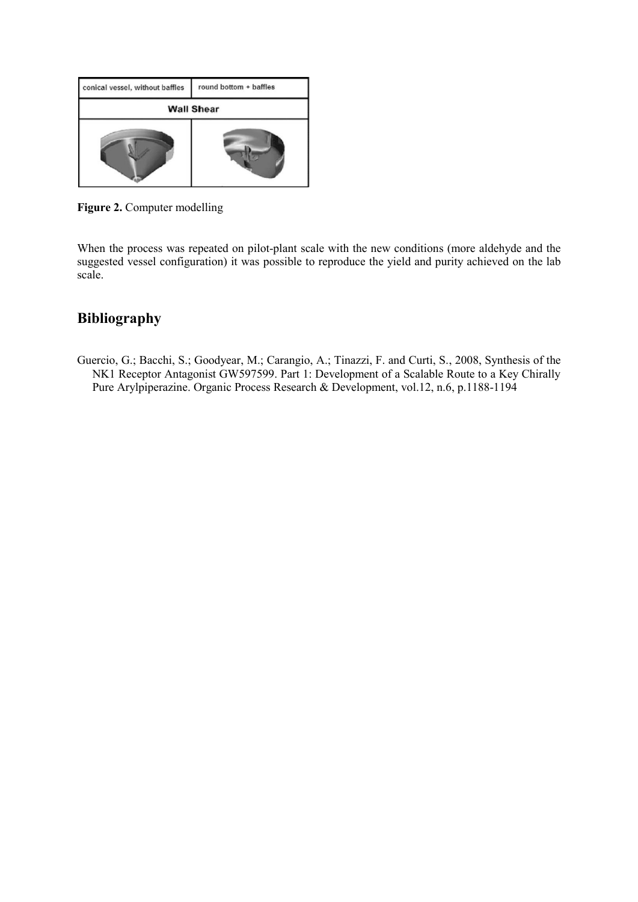conical vessel, without baffles

round bottom + baffles

Wall Shear

**Figure 2.** Computer modelling

When the process was repeated on pilot-plant scale with the new conditions (more aldehyde and the suggested vessel configuration) it was possible to reproduce the yield and purity achieved on the lab scale.

## Bibliography

Guercio, G.; Bacchi, S.; Goodyear, M.; Carangio, A.; Tinazzi, F. and Curti, S., 2008, Synthesis of the NK1 Receptor Antagonist GW597599. Part 1: Development of a Scalable Route to a Key Chirally Pure Arylpiperazine. Organic Process Research & Development, vol.12, n.6, p.1188-1194